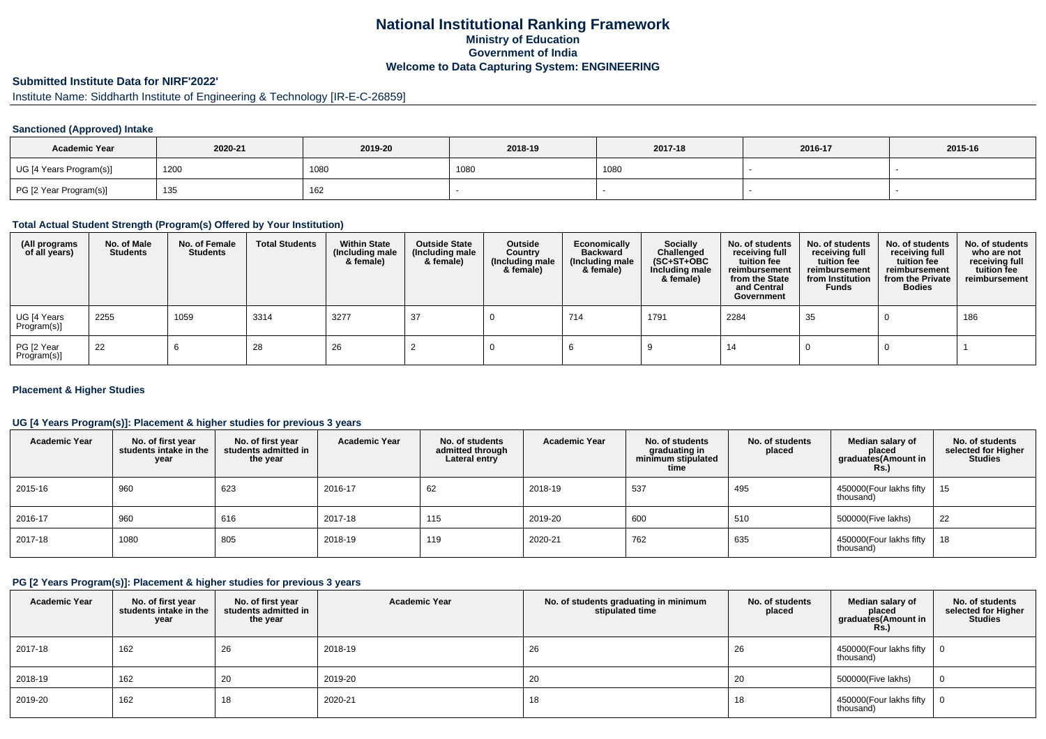# National Institutional Ranking Framework

## Ministry of Education

## Government of India

## Welcome to Data Capturing System: ENGINEERING

### Submitted Institute Data for NIRF'2022'

Institute Name: Siddharth Institute of Engineering & Technology [IR-E-C-26859]

#### Sanctioned (Approved) Intake

| Academic Year | 2020-21 | 2019-20 | 2018-19 | 2017-18 | 2016-17 | 2015-16 |
|---|---|---|---|---|---|---|
| UG [4 Years Program(s)] | 1200 | 1080 | 1080 | 1080 | - | - |
| PG [2 Year Program(s)] | 135 | 162 | - | - | - | - |

#### Total Actual Student Strength (Program(s) Offered by Your Institution)

| (All programs of all years) | No. of Male Students | No. of Female Students | Total Students | Within State (Including male & female) | Outside State (Including male & female) | Outside Country (Including male & female) | Economically Backward (Including male & female) | Socially Challenged (SC+ST+OBC Including male & female) | No. of students receiving full tuition fee reimbursement from the State and Central Government | No. of students receiving full tuition fee reimbursement from Institution Funds | No. of students receiving full tuition fee reimbursement from the Private Bodies | No. of students who are not receiving full tuition fee reimbursement |
|---|---|---|---|---|---|---|---|---|---|---|---|---|
| UG [4 Years Program(s)] | 2255 | 1059 | 3314 | 3277 | 37 | 0 | 714 | 1791 | 2284 | 35 | 0 | 186 |
| PG [2 Year Program(s)] | 22 | 6 | 28 | 26 | 2 | 0 | 6 | 9 | 14 | 0 | 0 | 1 |

#### Placement & Higher Studies

#### UG [4 Years Program(s)]: Placement & higher studies for previous 3 years

| Academic Year | No. of first year students intake in the year | No. of first year students admitted in the year | Academic Year | No. of students admitted through Lateral entry | Academic Year | No. of students graduating in minimum stipulated time | No. of students placed | Median salary of placed graduates(Amount in Rs.) | No. of students selected for Higher Studies |
|---|---|---|---|---|---|---|---|---|---|
| 2015-16 | 960 | 623 | 2016-17 | 62 | 2018-19 | 537 | 495 | 450000(Four lakhs fifty thousand) | 15 |
| 2016-17 | 960 | 616 | 2017-18 | 115 | 2019-20 | 600 | 510 | 500000(Five lakhs) | 22 |
| 2017-18 | 1080 | 805 | 2018-19 | 119 | 2020-21 | 762 | 635 | 450000(Four lakhs fifty thousand) | 18 |

#### PG [2 Years Program(s)]: Placement & higher studies for previous 3 years

| Academic Year | No. of first year students intake in the year | No. of first year students admitted in the year | Academic Year | No. of students graduating in minimum stipulated time | No. of students placed | Median salary of placed graduates(Amount in Rs.) | No. of students selected for Higher Studies |
|---|---|---|---|---|---|---|---|
| 2017-18 | 162 | 26 | 2018-19 | 26 | 26 | 450000(Four lakhs fifty thousand) | 0 |
| 2018-19 | 162 | 20 | 2019-20 | 20 | 20 | 500000(Five lakhs) | 0 |
| 2019-20 | 162 | 18 | 2020-21 | 18 | 18 | 450000(Four lakhs fifty thousand) | 0 |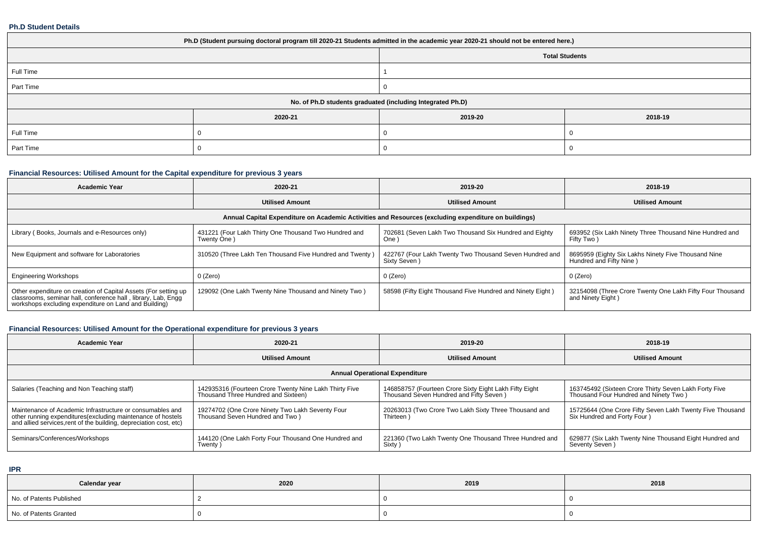**Ph.D Student Details**

| Ph.D (Student pursuing doctoral program till 2020-21 Students admitted in the academic year 2020-21 should not be entered here.) | | | |
|---|---|---|---|
| | | Total Students | |
| Full Time | | 1 | |
| Part Time | | 0 | |
| No. of Ph.D students graduated (including Integrated Ph.D) | | | |
| | 2020-21 | 2019-20 | 2018-19 |
| Full Time | 0 | 0 | 0 |
| Part Time | 0 | 0 | 0 |

**Financial Resources: Utilised Amount for the Capital expenditure for previous 3 years**

| Academic Year | 2020-21 | 2019-20 | 2018-19 |
|---|---|---|---|
| | Utilised Amount | Utilised Amount | Utilised Amount |
| Annual Capital Expenditure on Academic Activities and Resources (excluding expenditure on buildings) | | | |
| Library ( Books, Journals and e-Resources only) | 431221 (Four Lakh Thirty One Thousand Two Hundred and Twenty One ) | 702681 (Seven Lakh Two Thousand Six Hundred and Eighty One ) | 693952 (Six Lakh Ninety Three Thousand Nine Hundred and Fifty Two ) |
| New Equipment and software for Laboratories | 310520 (Three Lakh Ten Thousand Five Hundred and Twenty ) | 422767 (Four Lakh Twenty Two Thousand Seven Hundred and Sixty Seven ) | 8695959 (Eighty Six Lakhs Ninety Five Thousand Nine Hundred and Fifty Nine ) |
| Engineering Workshops | 0 (Zero) | 0 (Zero) | 0 (Zero) |
| Other expenditure on creation of Capital Assets (For setting up classrooms, seminar hall, conference hall , library, Lab, Engg workshops excluding expenditure on Land and Building) | 129092 (One Lakh Twenty Nine Thousand and Ninety Two ) | 58598 (Fifty Eight Thousand Five Hundred and Ninety Eight ) | 32154098 (Three Crore Twenty One Lakh Fifty Four Thousand and Ninety Eight ) |

**Financial Resources: Utilised Amount for the Operational expenditure for previous 3 years**

| Academic Year | 2020-21 | 2019-20 | 2018-19 |
|---|---|---|---|
| | Utilised Amount | Utilised Amount | Utilised Amount |
| Annual Operational Expenditure | | | |
| Salaries (Teaching and Non Teaching staff) | 142935316 (Fourteen Crore Twenty Nine Lakh Thirty Five Thousand Three Hundred and Sixteen) | 146858757 (Fourteen Crore Sixty Eight Lakh Fifty Eight Thousand Seven Hundred and Fifty Seven ) | 163745492 (Sixteen Crore Thirty Seven Lakh Forty Five Thousand Four Hundred and Ninety Two ) |
| Maintenance of Academic Infrastructure or consumables and other running expenditures(excluding maintenance of hostels and allied services,rent of the building, depreciation cost, etc) | 19274702 (One Crore Ninety Two Lakh Seventy Four Thousand Seven Hundred and Two ) | 20263013 (Two Crore Two Lakh Sixty Three Thousand and Thirteen ) | 15725644 (One Crore Fifty Seven Lakh Twenty Five Thousand Six Hundred and Forty Four ) |
| Seminars/Conferences/Workshops | 144120 (One Lakh Forty Four Thousand One Hundred and Twenty ) | 221360 (Two Lakh Twenty One Thousand Three Hundred and Sixty ) | 629877 (Six Lakh Twenty Nine Thousand Eight Hundred and Seventy Seven ) |

**IPR**

| Calendar year | 2020 | 2019 | 2018 |
|---|---|---|---|
| No. of Patents Published | 2 | 0 | 0 |
| No. of Patents Granted | 0 | 0 | 0 |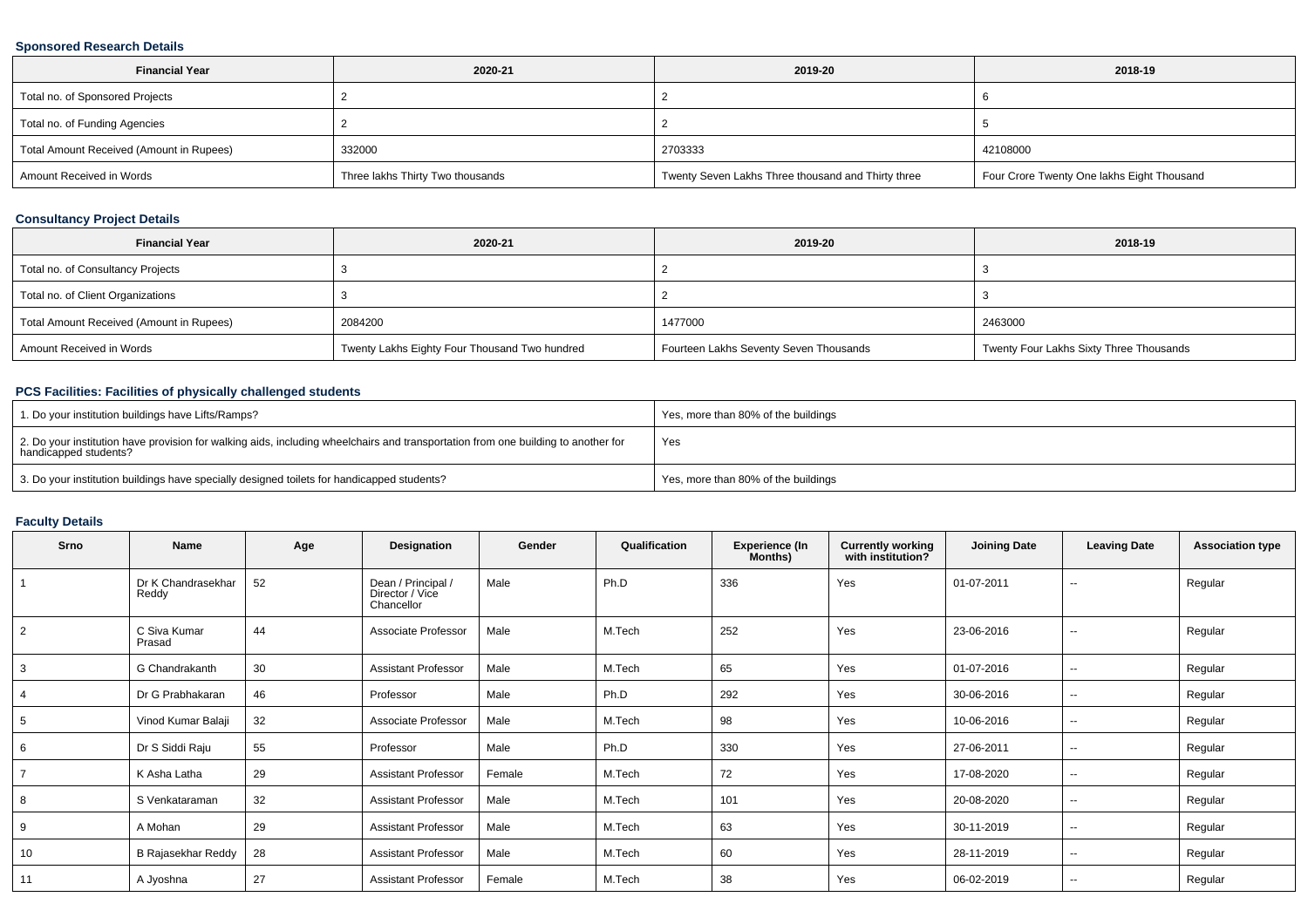### Sponsored Research Details

| Financial Year | 2020-21 | 2019-20 | 2018-19 |
|---|---|---|---|
| Total no. of Sponsored Projects | 2 | 2 | 6 |
| Total no. of Funding Agencies | 2 | 2 | 5 |
| Total Amount Received (Amount in Rupees) | 332000 | 2703333 | 42108000 |
| Amount Received in Words | Three lakhs Thirty Two thousands | Twenty Seven Lakhs Three thousand and Thirty three | Four Crore Twenty One lakhs Eight Thousand |

### Consultancy Project Details

| Financial Year | 2020-21 | 2019-20 | 2018-19 |
|---|---|---|---|
| Total no. of Consultancy Projects | 3 | 2 | 3 |
| Total no. of Client Organizations | 3 | 2 | 3 |
| Total Amount Received (Amount in Rupees) | 2084200 | 1477000 | 2463000 |
| Amount Received in Words | Twenty Lakhs Eighty Four Thousand Two hundred | Fourteen Lakhs Seventy Seven Thousands | Twenty Four Lakhs Sixty Three Thousands |

### PCS Facilities: Facilities of physically challenged students

| | |
|---|---|
| 1. Do your institution buildings have Lifts/Ramps? | Yes, more than 80% of the buildings |
| 2. Do your institution have provision for walking aids, including wheelchairs and transportation from one building to another for handicapped students? | Yes |
| 3. Do your institution buildings have specially designed toilets for handicapped students? | Yes, more than 80% of the buildings |

### Faculty Details

| Srno | Name | Age | Designation | Gender | Qualification | Experience (In Months) | Currently working with institution? | Joining Date | Leaving Date | Association type |
|---|---|---|---|---|---|---|---|---|---|---|
| 1 | Dr K Chandrasekhar Reddy | 52 | Dean / Principal / Director / Vice Chancellor | Male | Ph.D | 336 | Yes | 01-07-2011 | -- | Regular |
| 2 | C Siva Kumar Prasad | 44 | Associate Professor | Male | M.Tech | 252 | Yes | 23-06-2016 | -- | Regular |
| 3 | G Chandrakanth | 30 | Assistant Professor | Male | M.Tech | 65 | Yes | 01-07-2016 | -- | Regular |
| 4 | Dr G Prabhakaran | 46 | Professor | Male | Ph.D | 292 | Yes | 30-06-2016 | -- | Regular |
| 5 | Vinod Kumar Balaji | 32 | Associate Professor | Male | M.Tech | 98 | Yes | 10-06-2016 | -- | Regular |
| 6 | Dr S Siddi Raju | 55 | Professor | Male | Ph.D | 330 | Yes | 27-06-2011 | -- | Regular |
| 7 | K Asha Latha | 29 | Assistant Professor | Female | M.Tech | 72 | Yes | 17-08-2020 | -- | Regular |
| 8 | S Venkataraman | 32 | Assistant Professor | Male | M.Tech | 101 | Yes | 20-08-2020 | -- | Regular |
| 9 | A Mohan | 29 | Assistant Professor | Male | M.Tech | 63 | Yes | 30-11-2019 | -- | Regular |
| 10 | B Rajasekhar Reddy | 28 | Assistant Professor | Male | M.Tech | 60 | Yes | 28-11-2019 | -- | Regular |
| 11 | A Jyoshna | 27 | Assistant Professor | Female | M.Tech | 38 | Yes | 06-02-2019 | -- | Regular |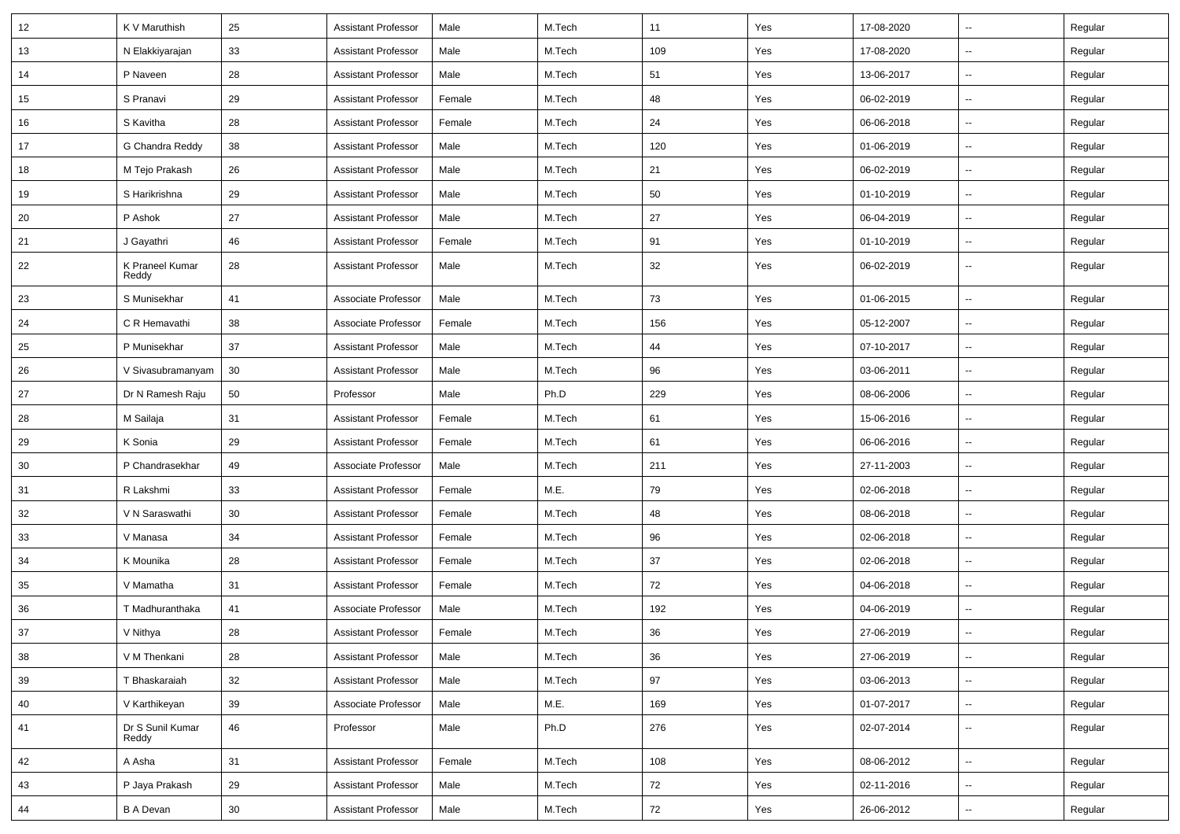| 12 | K V Maruthish | 25 | Assistant Professor | Male | M.Tech | 11 | Yes | 17-08-2020 | -- | Regular |
|---|---|---|---|---|---|---|---|---|---|---|
| 13 | N Elakkiyarajan | 33 | Assistant Professor | Male | M.Tech | 109 | Yes | 17-08-2020 | -- | Regular |
| 14 | P Naveen | 28 | Assistant Professor | Male | M.Tech | 51 | Yes | 13-06-2017 | -- | Regular |
| 15 | S Pranavi | 29 | Assistant Professor | Female | M.Tech | 48 | Yes | 06-02-2019 | -- | Regular |
| 16 | S Kavitha | 28 | Assistant Professor | Female | M.Tech | 24 | Yes | 06-06-2018 | -- | Regular |
| 17 | G Chandra Reddy | 38 | Assistant Professor | Male | M.Tech | 120 | Yes | 01-06-2019 | -- | Regular |
| 18 | M Tejo Prakash | 26 | Assistant Professor | Male | M.Tech | 21 | Yes | 06-02-2019 | -- | Regular |
| 19 | S Harikrishna | 29 | Assistant Professor | Male | M.Tech | 50 | Yes | 01-10-2019 | -- | Regular |
| 20 | P Ashok | 27 | Assistant Professor | Male | M.Tech | 27 | Yes | 06-04-2019 | -- | Regular |
| 21 | J Gayathri | 46 | Assistant Professor | Female | M.Tech | 91 | Yes | 01-10-2019 | -- | Regular |
| 22 | K Praneel Kumar Reddy | 28 | Assistant Professor | Male | M.Tech | 32 | Yes | 06-02-2019 | -- | Regular |
| 23 | S Munisekhar | 41 | Associate Professor | Male | M.Tech | 73 | Yes | 01-06-2015 | -- | Regular |
| 24 | C R Hemavathi | 38 | Associate Professor | Female | M.Tech | 156 | Yes | 05-12-2007 | -- | Regular |
| 25 | P Munisekhar | 37 | Assistant Professor | Male | M.Tech | 44 | Yes | 07-10-2017 | -- | Regular |
| 26 | V Sivasubramanyam | 30 | Assistant Professor | Male | M.Tech | 96 | Yes | 03-06-2011 | -- | Regular |
| 27 | Dr N Ramesh Raju | 50 | Professor | Male | Ph.D | 229 | Yes | 08-06-2006 | -- | Regular |
| 28 | M Sailaja | 31 | Assistant Professor | Female | M.Tech | 61 | Yes | 15-06-2016 | -- | Regular |
| 29 | K Sonia | 29 | Assistant Professor | Female | M.Tech | 61 | Yes | 06-06-2016 | -- | Regular |
| 30 | P Chandrasekhar | 49 | Associate Professor | Male | M.Tech | 211 | Yes | 27-11-2003 | -- | Regular |
| 31 | R Lakshmi | 33 | Assistant Professor | Female | M.E. | 79 | Yes | 02-06-2018 | -- | Regular |
| 32 | V N Saraswathi | 30 | Assistant Professor | Female | M.Tech | 48 | Yes | 08-06-2018 | -- | Regular |
| 33 | V Manasa | 34 | Assistant Professor | Female | M.Tech | 96 | Yes | 02-06-2018 | -- | Regular |
| 34 | K Mounika | 28 | Assistant Professor | Female | M.Tech | 37 | Yes | 02-06-2018 | -- | Regular |
| 35 | V Mamatha | 31 | Assistant Professor | Female | M.Tech | 72 | Yes | 04-06-2018 | -- | Regular |
| 36 | T Madhuranthaka | 41 | Associate Professor | Male | M.Tech | 192 | Yes | 04-06-2019 | -- | Regular |
| 37 | V Nithya | 28 | Assistant Professor | Female | M.Tech | 36 | Yes | 27-06-2019 | -- | Regular |
| 38 | V M Thenkani | 28 | Assistant Professor | Male | M.Tech | 36 | Yes | 27-06-2019 | -- | Regular |
| 39 | T Bhaskaraiah | 32 | Assistant Professor | Male | M.Tech | 97 | Yes | 03-06-2013 | -- | Regular |
| 40 | V Karthikeyan | 39 | Associate Professor | Male | M.E. | 169 | Yes | 01-07-2017 | -- | Regular |
| 41 | Dr S Sunil Kumar Reddy | 46 | Professor | Male | Ph.D | 276 | Yes | 02-07-2014 | -- | Regular |
| 42 | A Asha | 31 | Assistant Professor | Female | M.Tech | 108 | Yes | 08-06-2012 | -- | Regular |
| 43 | P Jaya Prakash | 29 | Assistant Professor | Male | M.Tech | 72 | Yes | 02-11-2016 | -- | Regular |
| 44 | B A Devan | 30 | Assistant Professor | Male | M.Tech | 72 | Yes | 26-06-2012 | -- | Regular |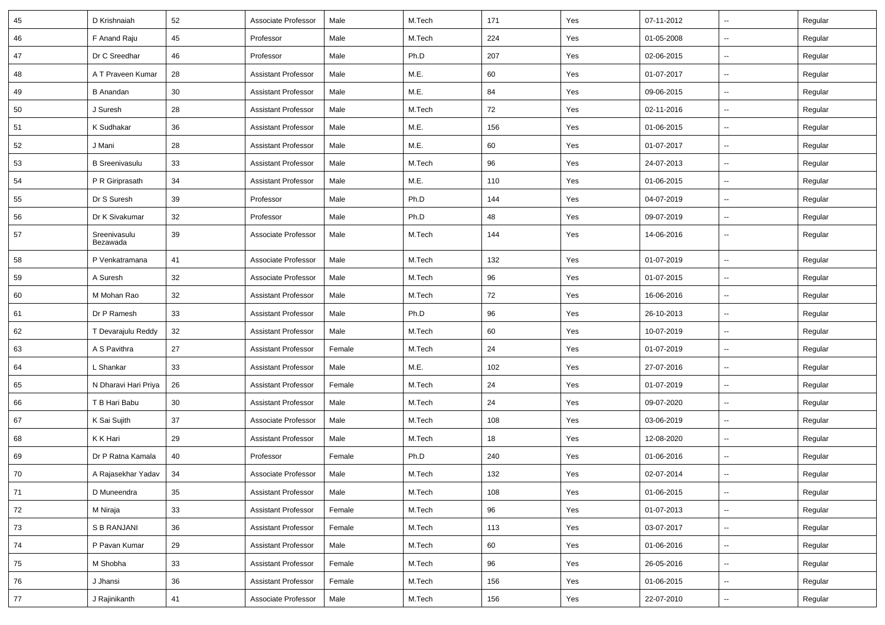| | | | | | | | | | | |
|---|---|---|---|---|---|---|---|---|---|---|
| 45 | D Krishnaiah | 52 | Associate Professor | Male | M.Tech | 171 | Yes | 07-11-2012 | -- | Regular |
| 46 | F Anand Raju | 45 | Professor | Male | M.Tech | 224 | Yes | 01-05-2008 | -- | Regular |
| 47 | Dr C Sreedhar | 46 | Professor | Male | Ph.D | 207 | Yes | 02-06-2015 | -- | Regular |
| 48 | A T Praveen Kumar | 28 | Assistant Professor | Male | M.E. | 60 | Yes | 01-07-2017 | -- | Regular |
| 49 | B Anandan | 30 | Assistant Professor | Male | M.E. | 84 | Yes | 09-06-2015 | -- | Regular |
| 50 | J Suresh | 28 | Assistant Professor | Male | M.Tech | 72 | Yes | 02-11-2016 | -- | Regular |
| 51 | K Sudhakar | 36 | Assistant Professor | Male | M.E. | 156 | Yes | 01-06-2015 | -- | Regular |
| 52 | J Mani | 28 | Assistant Professor | Male | M.E. | 60 | Yes | 01-07-2017 | -- | Regular |
| 53 | B Sreenivasulu | 33 | Assistant Professor | Male | M.Tech | 96 | Yes | 24-07-2013 | -- | Regular |
| 54 | P R Giriprasath | 34 | Assistant Professor | Male | M.E. | 110 | Yes | 01-06-2015 | -- | Regular |
| 55 | Dr S Suresh | 39 | Professor | Male | Ph.D | 144 | Yes | 04-07-2019 | -- | Regular |
| 56 | Dr K Sivakumar | 32 | Professor | Male | Ph.D | 48 | Yes | 09-07-2019 | -- | Regular |
| 57 | Sreenivasulu Bezawada | 39 | Associate Professor | Male | M.Tech | 144 | Yes | 14-06-2016 | -- | Regular |
| 58 | P Venkatramana | 41 | Associate Professor | Male | M.Tech | 132 | Yes | 01-07-2019 | -- | Regular |
| 59 | A Suresh | 32 | Associate Professor | Male | M.Tech | 96 | Yes | 01-07-2015 | -- | Regular |
| 60 | M Mohan Rao | 32 | Assistant Professor | Male | M.Tech | 72 | Yes | 16-06-2016 | -- | Regular |
| 61 | Dr P Ramesh | 33 | Assistant Professor | Male | Ph.D | 96 | Yes | 26-10-2013 | -- | Regular |
| 62 | T Devarajulu Reddy | 32 | Assistant Professor | Male | M.Tech | 60 | Yes | 10-07-2019 | -- | Regular |
| 63 | A S Pavithra | 27 | Assistant Professor | Female | M.Tech | 24 | Yes | 01-07-2019 | -- | Regular |
| 64 | L Shankar | 33 | Assistant Professor | Male | M.E. | 102 | Yes | 27-07-2016 | -- | Regular |
| 65 | N Dharavi Hari Priya | 26 | Assistant Professor | Female | M.Tech | 24 | Yes | 01-07-2019 | -- | Regular |
| 66 | T B Hari Babu | 30 | Assistant Professor | Male | M.Tech | 24 | Yes | 09-07-2020 | -- | Regular |
| 67 | K Sai Sujith | 37 | Associate Professor | Male | M.Tech | 108 | Yes | 03-06-2019 | -- | Regular |
| 68 | K K Hari | 29 | Assistant Professor | Male | M.Tech | 18 | Yes | 12-08-2020 | -- | Regular |
| 69 | Dr P Ratna Kamala | 40 | Professor | Female | Ph.D | 240 | Yes | 01-06-2016 | -- | Regular |
| 70 | A Rajasekhar Yadav | 34 | Associate Professor | Male | M.Tech | 132 | Yes | 02-07-2014 | -- | Regular |
| 71 | D Muneendra | 35 | Assistant Professor | Male | M.Tech | 108 | Yes | 01-06-2015 | -- | Regular |
| 72 | M Niraja | 33 | Assistant Professor | Female | M.Tech | 96 | Yes | 01-07-2013 | -- | Regular |
| 73 | S B RANJANI | 36 | Assistant Professor | Female | M.Tech | 113 | Yes | 03-07-2017 | -- | Regular |
| 74 | P Pavan Kumar | 29 | Assistant Professor | Male | M.Tech | 60 | Yes | 01-06-2016 | -- | Regular |
| 75 | M Shobha | 33 | Assistant Professor | Female | M.Tech | 96 | Yes | 26-05-2016 | -- | Regular |
| 76 | J Jhansi | 36 | Assistant Professor | Female | M.Tech | 156 | Yes | 01-06-2015 | -- | Regular |
| 77 | J Rajinikanth | 41 | Associate Professor | Male | M.Tech | 156 | Yes | 22-07-2010 | -- | Regular |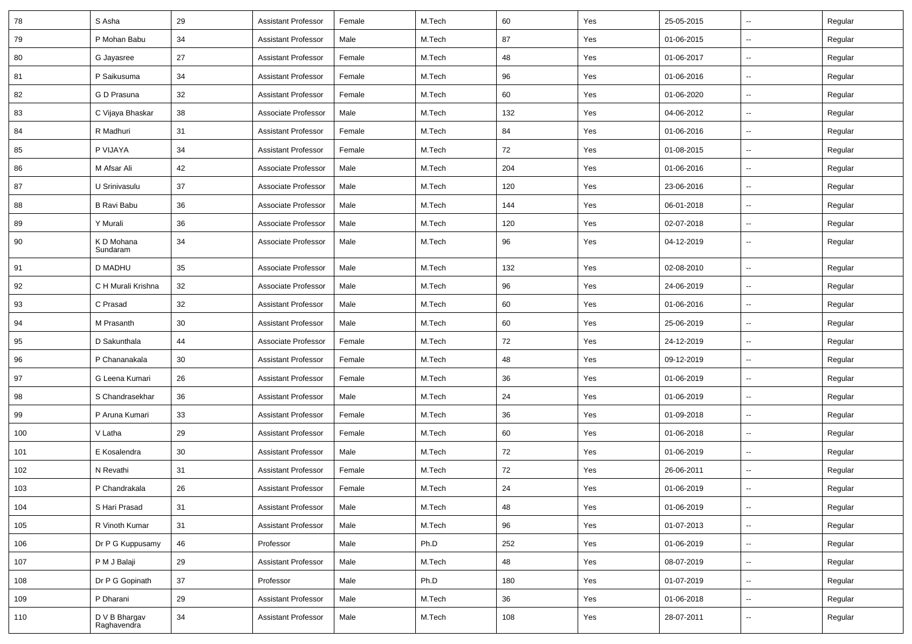| 78 | S Asha | 29 | Assistant Professor | Female | M.Tech | 60 | Yes | 25-05-2015 | -- | Regular |
|---|---|---|---|---|---|---|---|---|---|---|
| 79 | P Mohan Babu | 34 | Assistant Professor | Male | M.Tech | 87 | Yes | 01-06-2015 | -- | Regular |
| 80 | G Jayasree | 27 | Assistant Professor | Female | M.Tech | 48 | Yes | 01-06-2017 | -- | Regular |
| 81 | P Saikusuma | 34 | Assistant Professor | Female | M.Tech | 96 | Yes | 01-06-2016 | -- | Regular |
| 82 | G D Prasuna | 32 | Assistant Professor | Female | M.Tech | 60 | Yes | 01-06-2020 | -- | Regular |
| 83 | C Vijaya Bhaskar | 38 | Associate Professor | Male | M.Tech | 132 | Yes | 04-06-2012 | -- | Regular |
| 84 | R Madhuri | 31 | Assistant Professor | Female | M.Tech | 84 | Yes | 01-06-2016 | -- | Regular |
| 85 | P VIJAYA | 34 | Assistant Professor | Female | M.Tech | 72 | Yes | 01-08-2015 | -- | Regular |
| 86 | M Afsar Ali | 42 | Associate Professor | Male | M.Tech | 204 | Yes | 01-06-2016 | -- | Regular |
| 87 | U Srinivasulu | 37 | Associate Professor | Male | M.Tech | 120 | Yes | 23-06-2016 | -- | Regular |
| 88 | B Ravi Babu | 36 | Associate Professor | Male | M.Tech | 144 | Yes | 06-01-2018 | -- | Regular |
| 89 | Y Murali | 36 | Associate Professor | Male | M.Tech | 120 | Yes | 02-07-2018 | -- | Regular |
| 90 | K D Mohana Sundaram | 34 | Associate Professor | Male | M.Tech | 96 | Yes | 04-12-2019 | -- | Regular |
| 91 | D MADHU | 35 | Associate Professor | Male | M.Tech | 132 | Yes | 02-08-2010 | -- | Regular |
| 92 | C H Murali Krishna | 32 | Associate Professor | Male | M.Tech | 96 | Yes | 24-06-2019 | -- | Regular |
| 93 | C Prasad | 32 | Assistant Professor | Male | M.Tech | 60 | Yes | 01-06-2016 | -- | Regular |
| 94 | M Prasanth | 30 | Assistant Professor | Male | M.Tech | 60 | Yes | 25-06-2019 | -- | Regular |
| 95 | D Sakunthala | 44 | Associate Professor | Female | M.Tech | 72 | Yes | 24-12-2019 | -- | Regular |
| 96 | P Chananakala | 30 | Assistant Professor | Female | M.Tech | 48 | Yes | 09-12-2019 | -- | Regular |
| 97 | G Leena Kumari | 26 | Assistant Professor | Female | M.Tech | 36 | Yes | 01-06-2019 | -- | Regular |
| 98 | S Chandrasekhar | 36 | Assistant Professor | Male | M.Tech | 24 | Yes | 01-06-2019 | -- | Regular |
| 99 | P Aruna Kumari | 33 | Assistant Professor | Female | M.Tech | 36 | Yes | 01-09-2018 | -- | Regular |
| 100 | V Latha | 29 | Assistant Professor | Female | M.Tech | 60 | Yes | 01-06-2018 | -- | Regular |
| 101 | E Kosalendra | 30 | Assistant Professor | Male | M.Tech | 72 | Yes | 01-06-2019 | -- | Regular |
| 102 | N Revathi | 31 | Assistant Professor | Female | M.Tech | 72 | Yes | 26-06-2011 | -- | Regular |
| 103 | P Chandrakala | 26 | Assistant Professor | Female | M.Tech | 24 | Yes | 01-06-2019 | -- | Regular |
| 104 | S Hari Prasad | 31 | Assistant Professor | Male | M.Tech | 48 | Yes | 01-06-2019 | -- | Regular |
| 105 | R Vinoth Kumar | 31 | Assistant Professor | Male | M.Tech | 96 | Yes | 01-07-2013 | -- | Regular |
| 106 | Dr P G Kuppusamy | 46 | Professor | Male | Ph.D | 252 | Yes | 01-06-2019 | -- | Regular |
| 107 | P M J Balaji | 29 | Assistant Professor | Male | M.Tech | 48 | Yes | 08-07-2019 | -- | Regular |
| 108 | Dr P G Gopinath | 37 | Professor | Male | Ph.D | 180 | Yes | 01-07-2019 | -- | Regular |
| 109 | P Dharani | 29 | Assistant Professor | Male | M.Tech | 36 | Yes | 01-06-2018 | -- | Regular |
| 110 | D V B Bhargav Raghavendra | 34 | Assistant Professor | Male | M.Tech | 108 | Yes | 28-07-2011 | -- | Regular |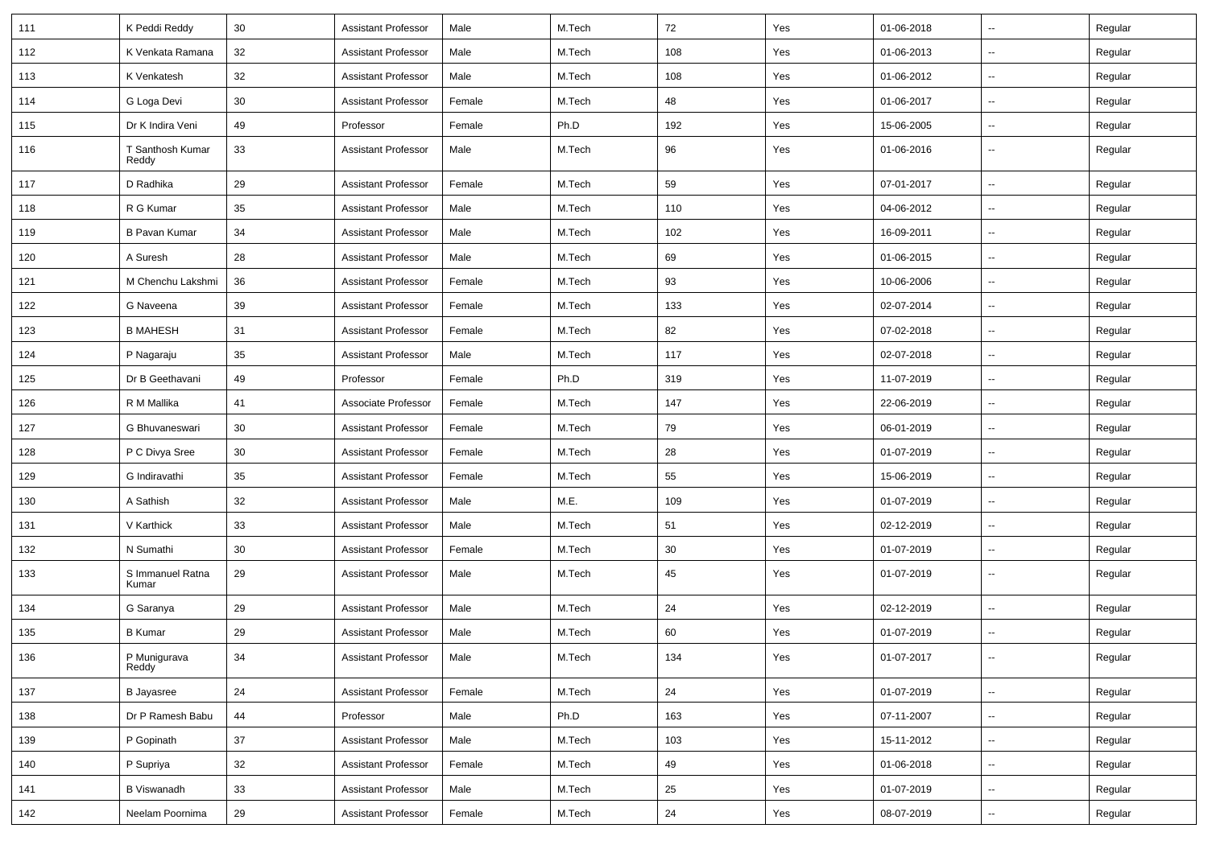| | | | | | | | | | | |
|---|---|---|---|---|---|---|---|---|---|---|
| 111 | K Peddi Reddy | 30 | Assistant Professor | Male | M.Tech | 72 | Yes | 01-06-2018 | -- | Regular |
| 112 | K Venkata Ramana | 32 | Assistant Professor | Male | M.Tech | 108 | Yes | 01-06-2013 | -- | Regular |
| 113 | K Venkatesh | 32 | Assistant Professor | Male | M.Tech | 108 | Yes | 01-06-2012 | -- | Regular |
| 114 | G Loga Devi | 30 | Assistant Professor | Female | M.Tech | 48 | Yes | 01-06-2017 | -- | Regular |
| 115 | Dr K Indira Veni | 49 | Professor | Female | Ph.D | 192 | Yes | 15-06-2005 | -- | Regular |
| 116 | T Santhosh Kumar Reddy | 33 | Assistant Professor | Male | M.Tech | 96 | Yes | 01-06-2016 | -- | Regular |
| 117 | D Radhika | 29 | Assistant Professor | Female | M.Tech | 59 | Yes | 07-01-2017 | -- | Regular |
| 118 | R G Kumar | 35 | Assistant Professor | Male | M.Tech | 110 | Yes | 04-06-2012 | -- | Regular |
| 119 | B Pavan Kumar | 34 | Assistant Professor | Male | M.Tech | 102 | Yes | 16-09-2011 | -- | Regular |
| 120 | A Suresh | 28 | Assistant Professor | Male | M.Tech | 69 | Yes | 01-06-2015 | -- | Regular |
| 121 | M Chenchu Lakshmi | 36 | Assistant Professor | Female | M.Tech | 93 | Yes | 10-06-2006 | -- | Regular |
| 122 | G Naveena | 39 | Assistant Professor | Female | M.Tech | 133 | Yes | 02-07-2014 | -- | Regular |
| 123 | B MAHESH | 31 | Assistant Professor | Female | M.Tech | 82 | Yes | 07-02-2018 | -- | Regular |
| 124 | P Nagaraju | 35 | Assistant Professor | Male | M.Tech | 117 | Yes | 02-07-2018 | -- | Regular |
| 125 | Dr B Geethavani | 49 | Professor | Female | Ph.D | 319 | Yes | 11-07-2019 | -- | Regular |
| 126 | R M Mallika | 41 | Associate Professor | Female | M.Tech | 147 | Yes | 22-06-2019 | -- | Regular |
| 127 | G Bhuvaneswari | 30 | Assistant Professor | Female | M.Tech | 79 | Yes | 06-01-2019 | -- | Regular |
| 128 | P C Divya Sree | 30 | Assistant Professor | Female | M.Tech | 28 | Yes | 01-07-2019 | -- | Regular |
| 129 | G Indiravathi | 35 | Assistant Professor | Female | M.Tech | 55 | Yes | 15-06-2019 | -- | Regular |
| 130 | A Sathish | 32 | Assistant Professor | Male | M.E. | 109 | Yes | 01-07-2019 | -- | Regular |
| 131 | V Karthick | 33 | Assistant Professor | Male | M.Tech | 51 | Yes | 02-12-2019 | -- | Regular |
| 132 | N Sumathi | 30 | Assistant Professor | Female | M.Tech | 30 | Yes | 01-07-2019 | -- | Regular |
| 133 | S Immanuel Ratna Kumar | 29 | Assistant Professor | Male | M.Tech | 45 | Yes | 01-07-2019 | -- | Regular |
| 134 | G Saranya | 29 | Assistant Professor | Male | M.Tech | 24 | Yes | 02-12-2019 | -- | Regular |
| 135 | B Kumar | 29 | Assistant Professor | Male | M.Tech | 60 | Yes | 01-07-2019 | -- | Regular |
| 136 | P Munigurava Reddy | 34 | Assistant Professor | Male | M.Tech | 134 | Yes | 01-07-2017 | -- | Regular |
| 137 | B Jayasree | 24 | Assistant Professor | Female | M.Tech | 24 | Yes | 01-07-2019 | -- | Regular |
| 138 | Dr P Ramesh Babu | 44 | Professor | Male | Ph.D | 163 | Yes | 07-11-2007 | -- | Regular |
| 139 | P Gopinath | 37 | Assistant Professor | Male | M.Tech | 103 | Yes | 15-11-2012 | -- | Regular |
| 140 | P Supriya | 32 | Assistant Professor | Female | M.Tech | 49 | Yes | 01-06-2018 | -- | Regular |
| 141 | B Viswanadh | 33 | Assistant Professor | Male | M.Tech | 25 | Yes | 01-07-2019 | -- | Regular |
| 142 | Neelam Poornima | 29 | Assistant Professor | Female | M.Tech | 24 | Yes | 08-07-2019 | -- | Regular |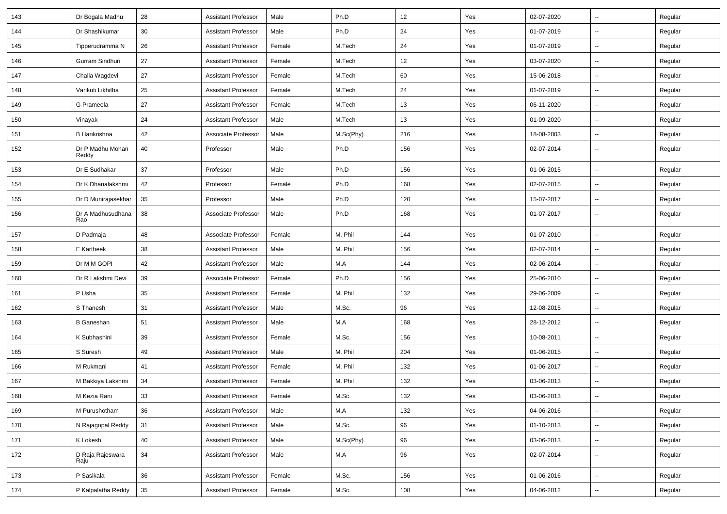| | | | | | | | | | | |
|---|---|---|---|---|---|---|---|---|---|---|
| 143 | Dr Bogala Madhu | 28 | Assistant Professor | Male | Ph.D | 12 | Yes | 02-07-2020 | -- | Regular |
| 144 | Dr Shashikumar | 30 | Assistant Professor | Male | Ph.D | 24 | Yes | 01-07-2019 | -- | Regular |
| 145 | Tipperudramma N | 26 | Assistant Professor | Female | M.Tech | 24 | Yes | 01-07-2019 | -- | Regular |
| 146 | Gurram Sindhuri | 27 | Assistant Professor | Female | M.Tech | 12 | Yes | 03-07-2020 | -- | Regular |
| 147 | Challa Wagdevi | 27 | Assistant Professor | Female | M.Tech | 60 | Yes | 15-06-2018 | -- | Regular |
| 148 | Varikuti Likhitha | 25 | Assistant Professor | Female | M.Tech | 24 | Yes | 01-07-2019 | -- | Regular |
| 149 | G Prameela | 27 | Assistant Professor | Female | M.Tech | 13 | Yes | 06-11-2020 | -- | Regular |
| 150 | Vinayak | 24 | Assistant Professor | Male | M.Tech | 13 | Yes | 01-09-2020 | -- | Regular |
| 151 | B Harikrishna | 42 | Associate Professor | Male | M.Sc(Phy) | 216 | Yes | 18-08-2003 | -- | Regular |
| 152 | Dr P Madhu Mohan Reddy | 40 | Professor | Male | Ph.D | 156 | Yes | 02-07-2014 | -- | Regular |
| 153 | Dr E Sudhakar | 37 | Professor | Male | Ph.D | 156 | Yes | 01-06-2015 | -- | Regular |
| 154 | Dr K Dhanalakshmi | 42 | Professor | Female | Ph.D | 168 | Yes | 02-07-2015 | -- | Regular |
| 155 | Dr D Munirajasekhar | 35 | Professor | Male | Ph.D | 120 | Yes | 15-07-2017 | -- | Regular |
| 156 | Dr A Madhusudhana Rao | 38 | Associate Professor | Male | Ph.D | 168 | Yes | 01-07-2017 | -- | Regular |
| 157 | D Padmaja | 48 | Associate Professor | Female | M. Phil | 144 | Yes | 01-07-2010 | -- | Regular |
| 158 | E Kartheek | 38 | Assistant Professor | Male | M. Phil | 156 | Yes | 02-07-2014 | -- | Regular |
| 159 | Dr M M GOPI | 42 | Assistant Professor | Male | M.A | 144 | Yes | 02-06-2014 | -- | Regular |
| 160 | Dr R Lakshmi Devi | 39 | Associate Professor | Female | Ph.D | 156 | Yes | 25-06-2010 | -- | Regular |
| 161 | P Usha | 35 | Assistant Professor | Female | M. Phil | 132 | Yes | 29-06-2009 | -- | Regular |
| 162 | S Thanesh | 31 | Assistant Professor | Male | M.Sc. | 96 | Yes | 12-08-2015 | -- | Regular |
| 163 | B Ganeshan | 51 | Assistant Professor | Male | M.A | 168 | Yes | 28-12-2012 | -- | Regular |
| 164 | K Subhashini | 39 | Assistant Professor | Female | M.Sc. | 156 | Yes | 10-08-2011 | -- | Regular |
| 165 | S Suresh | 49 | Assistant Professor | Male | M. Phil | 204 | Yes | 01-06-2015 | -- | Regular |
| 166 | M Rukmani | 41 | Assistant Professor | Female | M. Phil | 132 | Yes | 01-06-2017 | -- | Regular |
| 167 | M Bakkiya Lakshmi | 34 | Assistant Professor | Female | M. Phil | 132 | Yes | 03-06-2013 | -- | Regular |
| 168 | M Kezia Rani | 33 | Assistant Professor | Female | M.Sc. | 132 | Yes | 03-06-2013 | -- | Regular |
| 169 | M Purushotham | 36 | Assistant Professor | Male | M.A | 132 | Yes | 04-06-2016 | -- | Regular |
| 170 | N Rajagopal Reddy | 31 | Assistant Professor | Male | M.Sc. | 96 | Yes | 01-10-2013 | -- | Regular |
| 171 | K Lokesh | 40 | Assistant Professor | Male | M.Sc(Phy) | 96 | Yes | 03-06-2013 | -- | Regular |
| 172 | D Raja Rajeswara Raju | 34 | Assistant Professor | Male | M.A | 96 | Yes | 02-07-2014 | -- | Regular |
| 173 | P Sasikala | 36 | Assistant Professor | Female | M.Sc. | 156 | Yes | 01-06-2016 | -- | Regular |
| 174 | P Kalpalatha Reddy | 35 | Assistant Professor | Female | M.Sc. | 108 | Yes | 04-06-2012 | -- | Regular |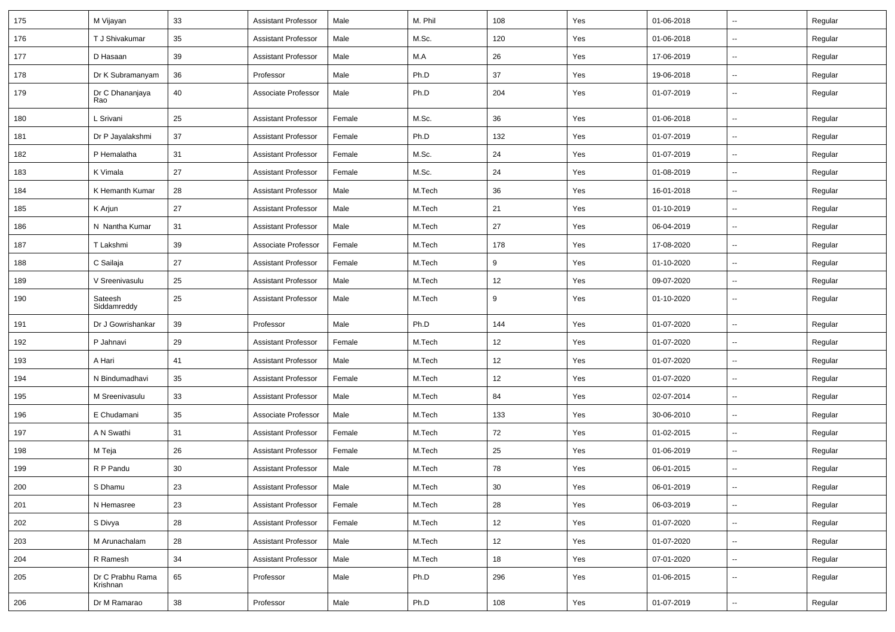| 175 | M Vijayan | 33 | Assistant Professor | Male | M. Phil | 108 | Yes | 01-06-2018 | -- | Regular |
|---|---|---|---|---|---|---|---|---|---|---|
| 176 | T J Shivakumar | 35 | Assistant Professor | Male | M.Sc. | 120 | Yes | 01-06-2018 | -- | Regular |
| 177 | D Hasaan | 39 | Assistant Professor | Male | M.A | 26 | Yes | 17-06-2019 | -- | Regular |
| 178 | Dr K Subramanyam | 36 | Professor | Male | Ph.D | 37 | Yes | 19-06-2018 | -- | Regular |
| 179 | Dr C Dhananjaya Rao | 40 | Associate Professor | Male | Ph.D | 204 | Yes | 01-07-2019 | -- | Regular |
| 180 | L Srivani | 25 | Assistant Professor | Female | M.Sc. | 36 | Yes | 01-06-2018 | -- | Regular |
| 181 | Dr P Jayalakshmi | 37 | Assistant Professor | Female | Ph.D | 132 | Yes | 01-07-2019 | -- | Regular |
| 182 | P Hemalatha | 31 | Assistant Professor | Female | M.Sc. | 24 | Yes | 01-07-2019 | -- | Regular |
| 183 | K Vimala | 27 | Assistant Professor | Female | M.Sc. | 24 | Yes | 01-08-2019 | -- | Regular |
| 184 | K Hemanth Kumar | 28 | Assistant Professor | Male | M.Tech | 36 | Yes | 16-01-2018 | -- | Regular |
| 185 | K Arjun | 27 | Assistant Professor | Male | M.Tech | 21 | Yes | 01-10-2019 | -- | Regular |
| 186 | N Nantha Kumar | 31 | Assistant Professor | Male | M.Tech | 27 | Yes | 06-04-2019 | -- | Regular |
| 187 | T Lakshmi | 39 | Associate Professor | Female | M.Tech | 178 | Yes | 17-08-2020 | -- | Regular |
| 188 | C Sailaja | 27 | Assistant Professor | Female | M.Tech | 9 | Yes | 01-10-2020 | -- | Regular |
| 189 | V Sreenivasulu | 25 | Assistant Professor | Male | M.Tech | 12 | Yes | 09-07-2020 | -- | Regular |
| 190 | Sateesh Siddamreddy | 25 | Assistant Professor | Male | M.Tech | 9 | Yes | 01-10-2020 | -- | Regular |
| 191 | Dr J Gowrishankar | 39 | Professor | Male | Ph.D | 144 | Yes | 01-07-2020 | -- | Regular |
| 192 | P Jahnavi | 29 | Assistant Professor | Female | M.Tech | 12 | Yes | 01-07-2020 | -- | Regular |
| 193 | A Hari | 41 | Assistant Professor | Male | M.Tech | 12 | Yes | 01-07-2020 | -- | Regular |
| 194 | N Bindumadhavi | 35 | Assistant Professor | Female | M.Tech | 12 | Yes | 01-07-2020 | -- | Regular |
| 195 | M Sreenivasulu | 33 | Assistant Professor | Male | M.Tech | 84 | Yes | 02-07-2014 | -- | Regular |
| 196 | E Chudamani | 35 | Associate Professor | Male | M.Tech | 133 | Yes | 30-06-2010 | -- | Regular |
| 197 | A N Swathi | 31 | Assistant Professor | Female | M.Tech | 72 | Yes | 01-02-2015 | -- | Regular |
| 198 | M Teja | 26 | Assistant Professor | Female | M.Tech | 25 | Yes | 01-06-2019 | -- | Regular |
| 199 | R P Pandu | 30 | Assistant Professor | Male | M.Tech | 78 | Yes | 06-01-2015 | -- | Regular |
| 200 | S Dhamu | 23 | Assistant Professor | Male | M.Tech | 30 | Yes | 06-01-2019 | -- | Regular |
| 201 | N Hemasree | 23 | Assistant Professor | Female | M.Tech | 28 | Yes | 06-03-2019 | -- | Regular |
| 202 | S Divya | 28 | Assistant Professor | Female | M.Tech | 12 | Yes | 01-07-2020 | -- | Regular |
| 203 | M Arunachalam | 28 | Assistant Professor | Male | M.Tech | 12 | Yes | 01-07-2020 | -- | Regular |
| 204 | R Ramesh | 34 | Assistant Professor | Male | M.Tech | 18 | Yes | 07-01-2020 | -- | Regular |
| 205 | Dr C Prabhu Rama Krishnan | 65 | Professor | Male | Ph.D | 296 | Yes | 01-06-2015 | -- | Regular |
| 206 | Dr M Ramarao | 38 | Professor | Male | Ph.D | 108 | Yes | 01-07-2019 | -- | Regular |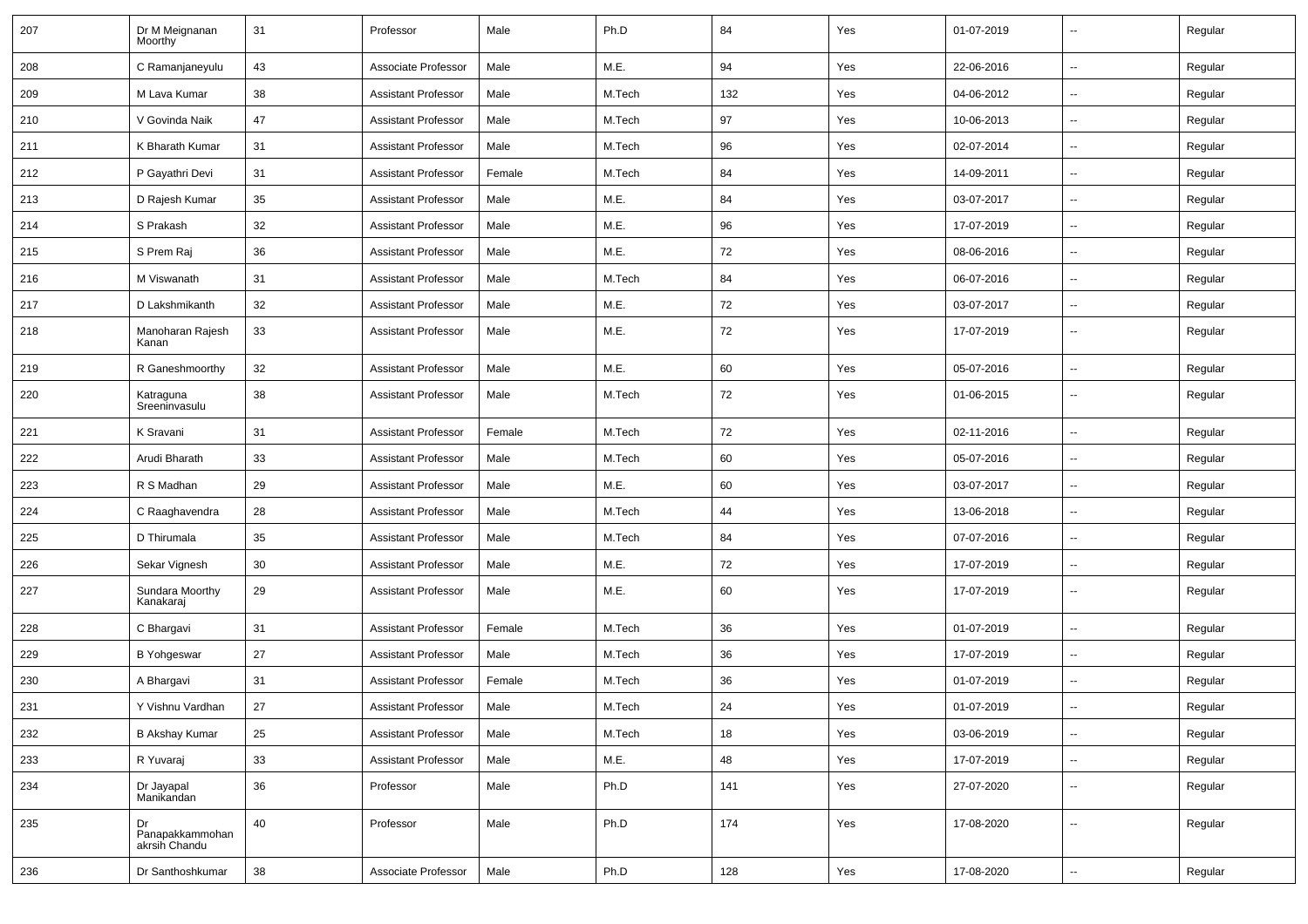| 207 | Dr M Meignanan Moorthy | 31 | Professor | Male | Ph.D | 84 | Yes | 01-07-2019 | -- | Regular |
|---|---|---|---|---|---|---|---|---|---|---|
| 208 | C Ramanjaneyulu | 43 | Associate Professor | Male | M.E. | 94 | Yes | 22-06-2016 | -- | Regular |
| 209 | M Lava Kumar | 38 | Assistant Professor | Male | M.Tech | 132 | Yes | 04-06-2012 | -- | Regular |
| 210 | V Govinda Naik | 47 | Assistant Professor | Male | M.Tech | 97 | Yes | 10-06-2013 | -- | Regular |
| 211 | K Bharath Kumar | 31 | Assistant Professor | Male | M.Tech | 96 | Yes | 02-07-2014 | -- | Regular |
| 212 | P Gayathri Devi | 31 | Assistant Professor | Female | M.Tech | 84 | Yes | 14-09-2011 | -- | Regular |
| 213 | D Rajesh Kumar | 35 | Assistant Professor | Male | M.E. | 84 | Yes | 03-07-2017 | -- | Regular |
| 214 | S Prakash | 32 | Assistant Professor | Male | M.E. | 96 | Yes | 17-07-2019 | -- | Regular |
| 215 | S Prem Raj | 36 | Assistant Professor | Male | M.E. | 72 | Yes | 08-06-2016 | -- | Regular |
| 216 | M Viswanath | 31 | Assistant Professor | Male | M.Tech | 84 | Yes | 06-07-2016 | -- | Regular |
| 217 | D Lakshmikanth | 32 | Assistant Professor | Male | M.E. | 72 | Yes | 03-07-2017 | -- | Regular |
| 218 | Manoharan Rajesh Kanan | 33 | Assistant Professor | Male | M.E. | 72 | Yes | 17-07-2019 | -- | Regular |
| 219 | R Ganeshmoorthy | 32 | Assistant Professor | Male | M.E. | 60 | Yes | 05-07-2016 | -- | Regular |
| 220 | Katraguna Sreeninvasulu | 38 | Assistant Professor | Male | M.Tech | 72 | Yes | 01-06-2015 | -- | Regular |
| 221 | K Sravani | 31 | Assistant Professor | Female | M.Tech | 72 | Yes | 02-11-2016 | -- | Regular |
| 222 | Arudi Bharath | 33 | Assistant Professor | Male | M.Tech | 60 | Yes | 05-07-2016 | -- | Regular |
| 223 | R S Madhan | 29 | Assistant Professor | Male | M.E. | 60 | Yes | 03-07-2017 | -- | Regular |
| 224 | C Raaghavendra | 28 | Assistant Professor | Male | M.Tech | 44 | Yes | 13-06-2018 | -- | Regular |
| 225 | D Thirumala | 35 | Assistant Professor | Male | M.Tech | 84 | Yes | 07-07-2016 | -- | Regular |
| 226 | Sekar Vignesh | 30 | Assistant Professor | Male | M.E. | 72 | Yes | 17-07-2019 | -- | Regular |
| 227 | Sundara Moorthy Kanakaraj | 29 | Assistant Professor | Male | M.E. | 60 | Yes | 17-07-2019 | -- | Regular |
| 228 | C Bhargavi | 31 | Assistant Professor | Female | M.Tech | 36 | Yes | 01-07-2019 | -- | Regular |
| 229 | B Yohgeswar | 27 | Assistant Professor | Male | M.Tech | 36 | Yes | 17-07-2019 | -- | Regular |
| 230 | A Bhargavi | 31 | Assistant Professor | Female | M.Tech | 36 | Yes | 01-07-2019 | -- | Regular |
| 231 | Y Vishnu Vardhan | 27 | Assistant Professor | Male | M.Tech | 24 | Yes | 01-07-2019 | -- | Regular |
| 232 | B Akshay Kumar | 25 | Assistant Professor | Male | M.Tech | 18 | Yes | 03-06-2019 | -- | Regular |
| 233 | R Yuvaraj | 33 | Assistant Professor | Male | M.E. | 48 | Yes | 17-07-2019 | -- | Regular |
| 234 | Dr Jayapal Manikandan | 36 | Professor | Male | Ph.D | 141 | Yes | 27-07-2020 | -- | Regular |
| 235 | Dr Panapakkammohan akrsih Chandu | 40 | Professor | Male | Ph.D | 174 | Yes | 17-08-2020 | -- | Regular |
| 236 | Dr Santhoshkumar | 38 | Associate Professor | Male | Ph.D | 128 | Yes | 17-08-2020 | -- | Regular |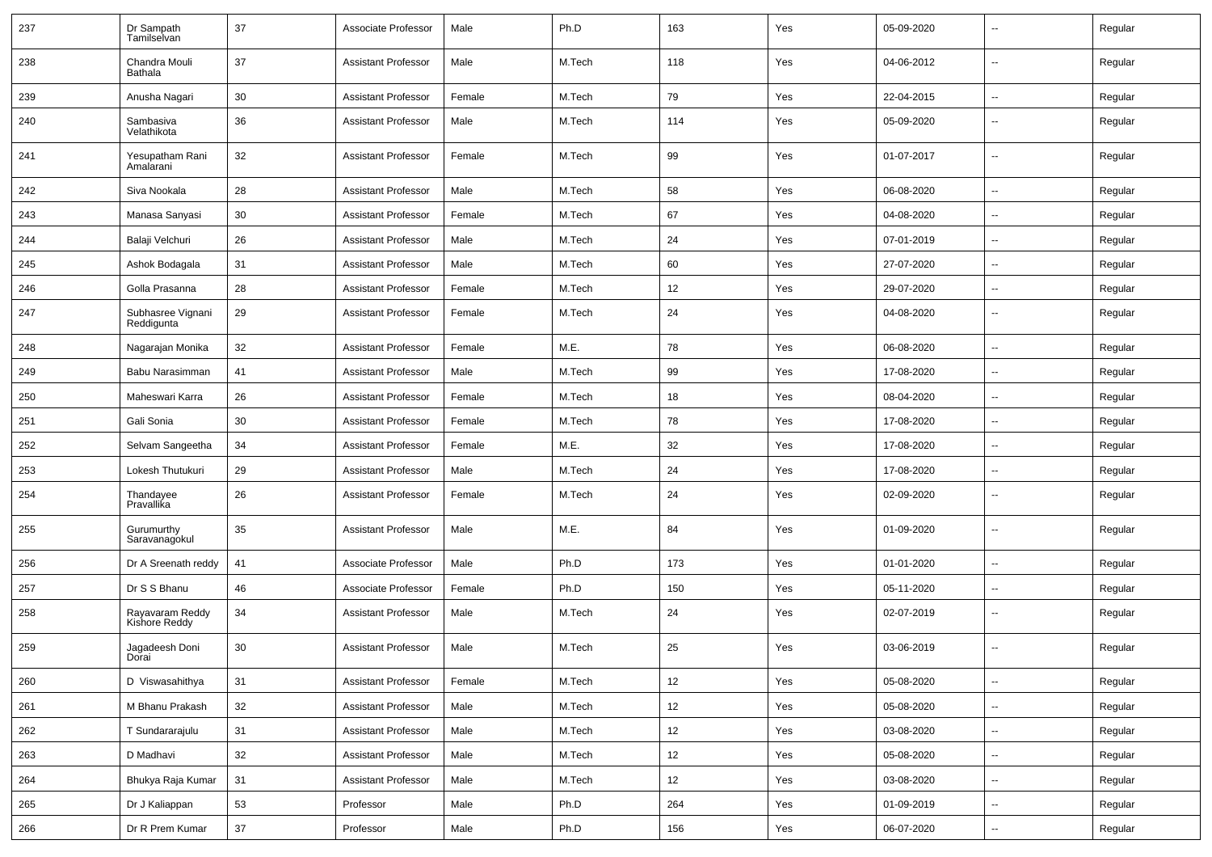| | | | | | | | | | | |
|---|---|---|---|---|---|---|---|---|---|---|
| 237 | Dr Sampath Tamilselvan | 37 | Associate Professor | Male | Ph.D | 163 | Yes | 05-09-2020 | -- | Regular |
| 238 | Chandra Mouli Bathala | 37 | Assistant Professor | Male | M.Tech | 118 | Yes | 04-06-2012 | -- | Regular |
| 239 | Anusha Nagari | 30 | Assistant Professor | Female | M.Tech | 79 | Yes | 22-04-2015 | -- | Regular |
| 240 | Sambasiva Velathikota | 36 | Assistant Professor | Male | M.Tech | 114 | Yes | 05-09-2020 | -- | Regular |
| 241 | Yesupatham Rani Amalarani | 32 | Assistant Professor | Female | M.Tech | 99 | Yes | 01-07-2017 | -- | Regular |
| 242 | Siva Nookala | 28 | Assistant Professor | Male | M.Tech | 58 | Yes | 06-08-2020 | -- | Regular |
| 243 | Manasa Sanyasi | 30 | Assistant Professor | Female | M.Tech | 67 | Yes | 04-08-2020 | -- | Regular |
| 244 | Balaji Velchuri | 26 | Assistant Professor | Male | M.Tech | 24 | Yes | 07-01-2019 | -- | Regular |
| 245 | Ashok Bodagala | 31 | Assistant Professor | Male | M.Tech | 60 | Yes | 27-07-2020 | -- | Regular |
| 246 | Golla Prasanna | 28 | Assistant Professor | Female | M.Tech | 12 | Yes | 29-07-2020 | -- | Regular |
| 247 | Subhasree Vignani Reddigunta | 29 | Assistant Professor | Female | M.Tech | 24 | Yes | 04-08-2020 | -- | Regular |
| 248 | Nagarajan Monika | 32 | Assistant Professor | Female | M.E. | 78 | Yes | 06-08-2020 | -- | Regular |
| 249 | Babu Narasimman | 41 | Assistant Professor | Male | M.Tech | 99 | Yes | 17-08-2020 | -- | Regular |
| 250 | Maheswari Karra | 26 | Assistant Professor | Female | M.Tech | 18 | Yes | 08-04-2020 | -- | Regular |
| 251 | Gali Sonia | 30 | Assistant Professor | Female | M.Tech | 78 | Yes | 17-08-2020 | -- | Regular |
| 252 | Selvam Sangeetha | 34 | Assistant Professor | Female | M.E. | 32 | Yes | 17-08-2020 | -- | Regular |
| 253 | Lokesh Thutukuri | 29 | Assistant Professor | Male | M.Tech | 24 | Yes | 17-08-2020 | -- | Regular |
| 254 | Thandayee Pravallika | 26 | Assistant Professor | Female | M.Tech | 24 | Yes | 02-09-2020 | -- | Regular |
| 255 | Gurumurthy Saravanagokul | 35 | Assistant Professor | Male | M.E. | 84 | Yes | 01-09-2020 | -- | Regular |
| 256 | Dr A Sreenath reddy | 41 | Associate Professor | Male | Ph.D | 173 | Yes | 01-01-2020 | -- | Regular |
| 257 | Dr S S Bhanu | 46 | Associate Professor | Female | Ph.D | 150 | Yes | 05-11-2020 | -- | Regular |
| 258 | Rayavaram Reddy Kishore Reddy | 34 | Assistant Professor | Male | M.Tech | 24 | Yes | 02-07-2019 | -- | Regular |
| 259 | Jagadeesh Doni Dorai | 30 | Assistant Professor | Male | M.Tech | 25 | Yes | 03-06-2019 | -- | Regular |
| 260 | D Viswasahithya | 31 | Assistant Professor | Female | M.Tech | 12 | Yes | 05-08-2020 | -- | Regular |
| 261 | M Bhanu Prakash | 32 | Assistant Professor | Male | M.Tech | 12 | Yes | 05-08-2020 | -- | Regular |
| 262 | T Sundararajulu | 31 | Assistant Professor | Male | M.Tech | 12 | Yes | 03-08-2020 | -- | Regular |
| 263 | D Madhavi | 32 | Assistant Professor | Male | M.Tech | 12 | Yes | 05-08-2020 | -- | Regular |
| 264 | Bhukya Raja Kumar | 31 | Assistant Professor | Male | M.Tech | 12 | Yes | 03-08-2020 | -- | Regular |
| 265 | Dr J Kaliappan | 53 | Professor | Male | Ph.D | 264 | Yes | 01-09-2019 | -- | Regular |
| 266 | Dr R Prem Kumar | 37 | Professor | Male | Ph.D | 156 | Yes | 06-07-2020 | -- | Regular |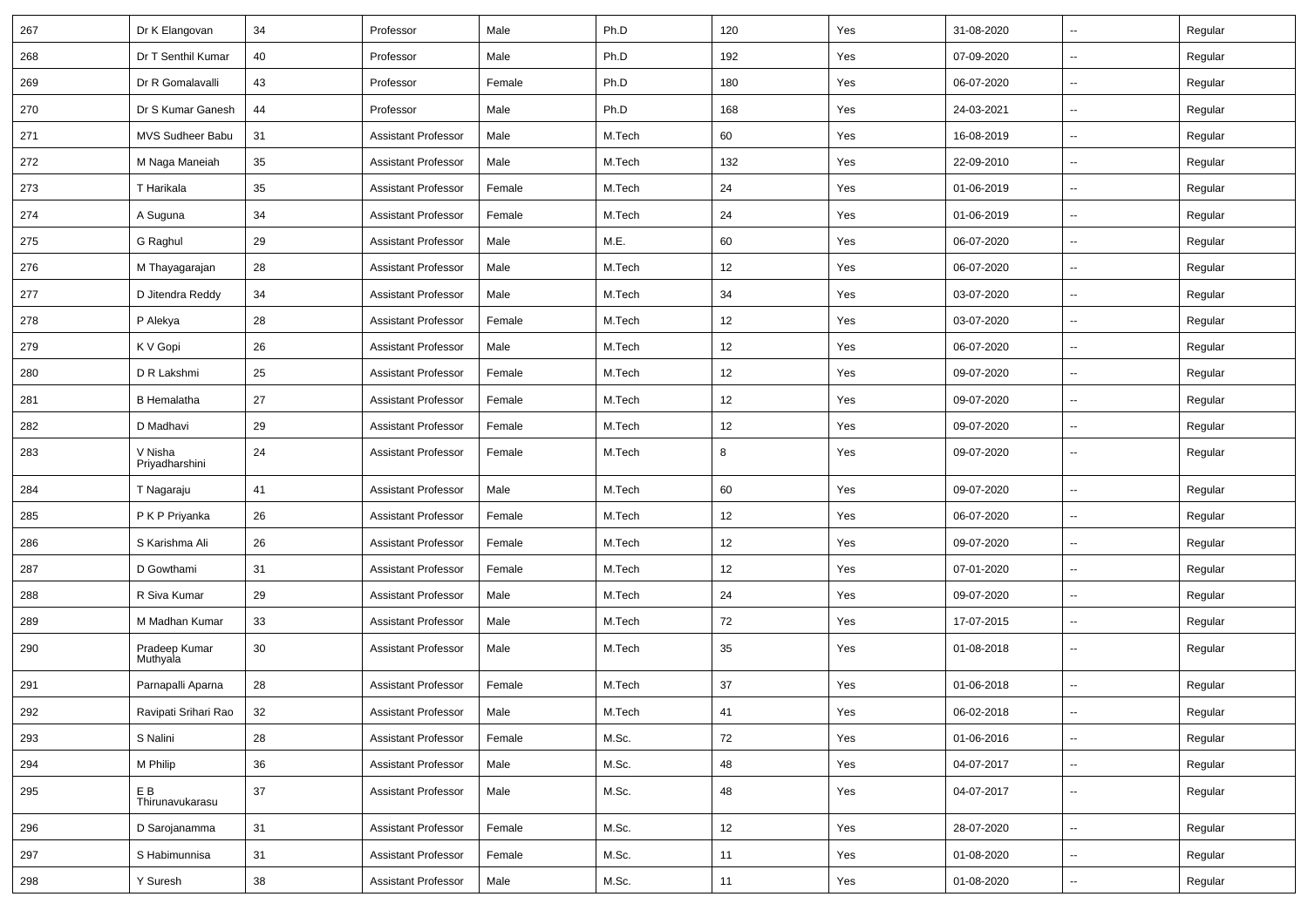| | | | | | | | | | | |
|---|---|---|---|---|---|---|---|---|---|---|
| 267 | Dr K Elangovan | 34 | Professor | Male | Ph.D | 120 | Yes | 31-08-2020 | -- | Regular |
| 268 | Dr T Senthil Kumar | 40 | Professor | Male | Ph.D | 192 | Yes | 07-09-2020 | -- | Regular |
| 269 | Dr R Gomalavalli | 43 | Professor | Female | Ph.D | 180 | Yes | 06-07-2020 | -- | Regular |
| 270 | Dr S Kumar Ganesh | 44 | Professor | Male | Ph.D | 168 | Yes | 24-03-2021 | -- | Regular |
| 271 | MVS Sudheer Babu | 31 | Assistant Professor | Male | M.Tech | 60 | Yes | 16-08-2019 | -- | Regular |
| 272 | M Naga Maneiah | 35 | Assistant Professor | Male | M.Tech | 132 | Yes | 22-09-2010 | -- | Regular |
| 273 | T Harikala | 35 | Assistant Professor | Female | M.Tech | 24 | Yes | 01-06-2019 | -- | Regular |
| 274 | A Suguna | 34 | Assistant Professor | Female | M.Tech | 24 | Yes | 01-06-2019 | -- | Regular |
| 275 | G Raghul | 29 | Assistant Professor | Male | M.E. | 60 | Yes | 06-07-2020 | -- | Regular |
| 276 | M Thayagarajan | 28 | Assistant Professor | Male | M.Tech | 12 | Yes | 06-07-2020 | -- | Regular |
| 277 | D Jitendra Reddy | 34 | Assistant Professor | Male | M.Tech | 34 | Yes | 03-07-2020 | -- | Regular |
| 278 | P Alekya | 28 | Assistant Professor | Female | M.Tech | 12 | Yes | 03-07-2020 | -- | Regular |
| 279 | K V Gopi | 26 | Assistant Professor | Male | M.Tech | 12 | Yes | 06-07-2020 | -- | Regular |
| 280 | D R Lakshmi | 25 | Assistant Professor | Female | M.Tech | 12 | Yes | 09-07-2020 | -- | Regular |
| 281 | B Hemalatha | 27 | Assistant Professor | Female | M.Tech | 12 | Yes | 09-07-2020 | -- | Regular |
| 282 | D Madhavi | 29 | Assistant Professor | Female | M.Tech | 12 | Yes | 09-07-2020 | -- | Regular |
| 283 | V Nisha Priyadharshini | 24 | Assistant Professor | Female | M.Tech | 8 | Yes | 09-07-2020 | -- | Regular |
| 284 | T Nagaraju | 41 | Assistant Professor | Male | M.Tech | 60 | Yes | 09-07-2020 | -- | Regular |
| 285 | P K P Priyanka | 26 | Assistant Professor | Female | M.Tech | 12 | Yes | 06-07-2020 | -- | Regular |
| 286 | S Karishma Ali | 26 | Assistant Professor | Female | M.Tech | 12 | Yes | 09-07-2020 | -- | Regular |
| 287 | D Gowthami | 31 | Assistant Professor | Female | M.Tech | 12 | Yes | 07-01-2020 | -- | Regular |
| 288 | R Siva Kumar | 29 | Assistant Professor | Male | M.Tech | 24 | Yes | 09-07-2020 | -- | Regular |
| 289 | M Madhan Kumar | 33 | Assistant Professor | Male | M.Tech | 72 | Yes | 17-07-2015 | -- | Regular |
| 290 | Pradeep Kumar Muthyala | 30 | Assistant Professor | Male | M.Tech | 35 | Yes | 01-08-2018 | -- | Regular |
| 291 | Parnapalli Aparna | 28 | Assistant Professor | Female | M.Tech | 37 | Yes | 01-06-2018 | -- | Regular |
| 292 | Ravipati Srihari Rao | 32 | Assistant Professor | Male | M.Tech | 41 | Yes | 06-02-2018 | -- | Regular |
| 293 | S Nalini | 28 | Assistant Professor | Female | M.Sc. | 72 | Yes | 01-06-2016 | -- | Regular |
| 294 | M Philip | 36 | Assistant Professor | Male | M.Sc. | 48 | Yes | 04-07-2017 | -- | Regular |
| 295 | E B Thirunavukarasu | 37 | Assistant Professor | Male | M.Sc. | 48 | Yes | 04-07-2017 | -- | Regular |
| 296 | D Sarojanamma | 31 | Assistant Professor | Female | M.Sc. | 12 | Yes | 28-07-2020 | -- | Regular |
| 297 | S Habimunnisa | 31 | Assistant Professor | Female | M.Sc. | 11 | Yes | 01-08-2020 | -- | Regular |
| 298 | Y Suresh | 38 | Assistant Professor | Male | M.Sc. | 11 | Yes | 01-08-2020 | -- | Regular |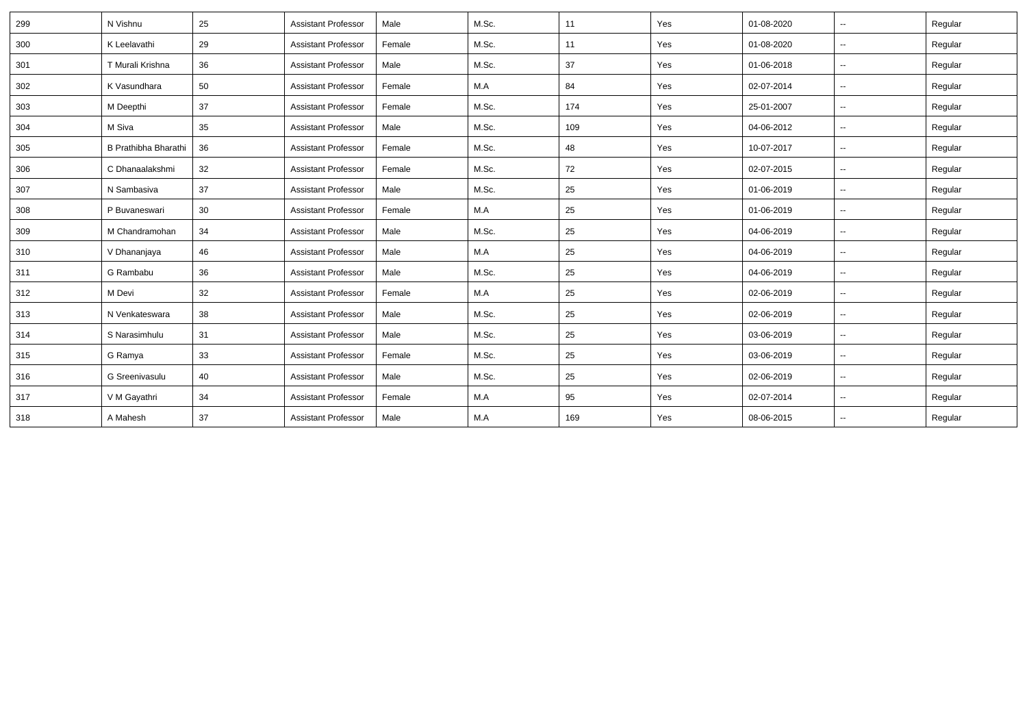| | | | | | | | | | | |
|---|---|---|---|---|---|---|---|---|---|---|
| 299 | N Vishnu | 25 | Assistant Professor | Male | M.Sc. | 11 | Yes | 01-08-2020 | -- | Regular |
| 300 | K Leelavathi | 29 | Assistant Professor | Female | M.Sc. | 11 | Yes | 01-08-2020 | -- | Regular |
| 301 | T Murali Krishna | 36 | Assistant Professor | Male | M.Sc. | 37 | Yes | 01-06-2018 | -- | Regular |
| 302 | K Vasundhara | 50 | Assistant Professor | Female | M.A | 84 | Yes | 02-07-2014 | -- | Regular |
| 303 | M Deepthi | 37 | Assistant Professor | Female | M.Sc. | 174 | Yes | 25-01-2007 | -- | Regular |
| 304 | M Siva | 35 | Assistant Professor | Male | M.Sc. | 109 | Yes | 04-06-2012 | -- | Regular |
| 305 | B Prathibha Bharathi | 36 | Assistant Professor | Female | M.Sc. | 48 | Yes | 10-07-2017 | -- | Regular |
| 306 | C Dhanaalakshmi | 32 | Assistant Professor | Female | M.Sc. | 72 | Yes | 02-07-2015 | -- | Regular |
| 307 | N Sambasiva | 37 | Assistant Professor | Male | M.Sc. | 25 | Yes | 01-06-2019 | -- | Regular |
| 308 | P Buvaneswari | 30 | Assistant Professor | Female | M.A | 25 | Yes | 01-06-2019 | -- | Regular |
| 309 | M Chandramohan | 34 | Assistant Professor | Male | M.Sc. | 25 | Yes | 04-06-2019 | -- | Regular |
| 310 | V Dhananjaya | 46 | Assistant Professor | Male | M.A | 25 | Yes | 04-06-2019 | -- | Regular |
| 311 | G Rambabu | 36 | Assistant Professor | Male | M.Sc. | 25 | Yes | 04-06-2019 | -- | Regular |
| 312 | M Devi | 32 | Assistant Professor | Female | M.A | 25 | Yes | 02-06-2019 | -- | Regular |
| 313 | N Venkateswara | 38 | Assistant Professor | Male | M.Sc. | 25 | Yes | 02-06-2019 | -- | Regular |
| 314 | S Narasimhulu | 31 | Assistant Professor | Male | M.Sc. | 25 | Yes | 03-06-2019 | -- | Regular |
| 315 | G Ramya | 33 | Assistant Professor | Female | M.Sc. | 25 | Yes | 03-06-2019 | -- | Regular |
| 316 | G Sreenivasulu | 40 | Assistant Professor | Male | M.Sc. | 25 | Yes | 02-06-2019 | -- | Regular |
| 317 | V M Gayathri | 34 | Assistant Professor | Female | M.A | 95 | Yes | 02-07-2014 | -- | Regular |
| 318 | A Mahesh | 37 | Assistant Professor | Male | M.A | 169 | Yes | 08-06-2015 | -- | Regular |